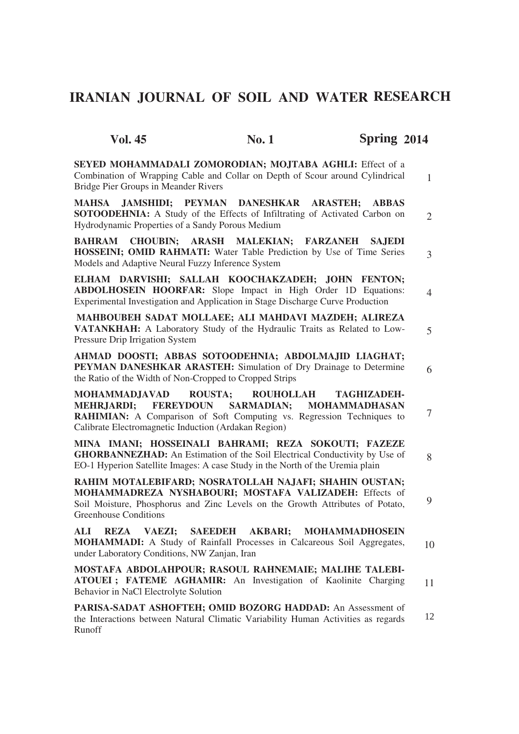# IRANIAN JOURNAL OF SOIL AND WATER RESEARCH

**Vol. 45** **No. 1** **Spring 2014**

| | |
|---|---|
| **SEYED MOHAMMADALI ZOMORODIAN; MOJTABA AGHLI:** Effect of a Combination of Wrapping Cable and Collar on Depth of Scour around Cylindrical Bridge Pier Groups in Meander Rivers | 1 |
| **MAHSA JAMSHIDI; PEYMAN DANESHKAR ARASTEH; ABBAS SOTOODEHNIA:** A Study of the Effects of Infiltrating of Activated Carbon on Hydrodynamic Properties of a Sandy Porous Medium | 2 |
| **BAHRAM CHOUBIN; ARASH MALEKIAN; FARZANEH SAJEDI HOSSEINI; OMID RAHMATI:** Water Table Prediction by Use of Time Series Models and Adaptive Neural Fuzzy Inference System | 3 |
| **ELHAM DARVISHI; SALLAH KOOCHAKZADEH; JOHN FENTON; ABDOLHOSEIN HOORFAR:** Slope Impact in High Order 1D Equations: Experimental Investigation and Application in Stage Discharge Curve Production | 4 |
| **MAHBOUBEH SADAT MOLLAEE; ALI MAHDAVI MAZDEH; ALIREZA VATANKHAH:** A Laboratory Study of the Hydraulic Traits as Related to Low-Pressure Drip Irrigation System | 5 |
| **AHMAD DOOSTI; ABBAS SOTOODEHNIA; ABDOLMAJID LIAGHAT; PEYMAN DANESHKAR ARASTEH:** Simulation of Dry Drainage to Determine the Ratio of the Width of Non-Cropped to Cropped Strips | 6 |
| **MOHAMMADJAVAD ROUSTA; ROUHOLLAH TAGHIZADEH-MEHRJARDI; FEREYDOUN SARMADIAN; MOHAMMADHASAN RAHIMIAN:** A Comparison of Soft Computing vs. Regression Techniques to Calibrate Electromagnetic Induction (Ardakan Region) | 7 |
| **MINA IMANI; HOSSEINALI BAHRAMI; REZA SOKOUTI; FAZEZE GHORBANNEZHAD:** An Estimation of the Soil Electrical Conductivity by Use of EO-1 Hyperion Satellite Images: A case Study in the North of the Uremia plain | 8 |
| **RAHIM MOTALEBIFARD; NOSRATOLLAH NAJAFI; SHAHIN OUSTAN; MOHAMMADREZA NYSHABOURI; MOSTAFA VALIZADEH:** Effects of Soil Moisture, Phosphorus and Zinc Levels on the Growth Attributes of Potato, Greenhouse Conditions | 9 |
| **ALI REZA VAEZI; SAEEDEH AKBARI; MOHAMMADHOSEIN MOHAMMADI:** A Study of Rainfall Processes in Calcareous Soil Aggregates, under Laboratory Conditions, NW Zanjan, Iran | 10 |
| **MOSTAFA ABDOLAHPOUR; RASOUL RAHNEMAIE; MALIHE TALEBI-ATOUEI ; FATEME AGHAMIR:** An Investigation of Kaolinite Charging Behavior in NaCl Electrolyte Solution | 11 |
| **PARISA-SADAT ASHOFTEH; OMID BOZORG HADDAD:** An Assessment of the Interactions between Natural Climatic Variability Human Activities as regards Runoff | 12 |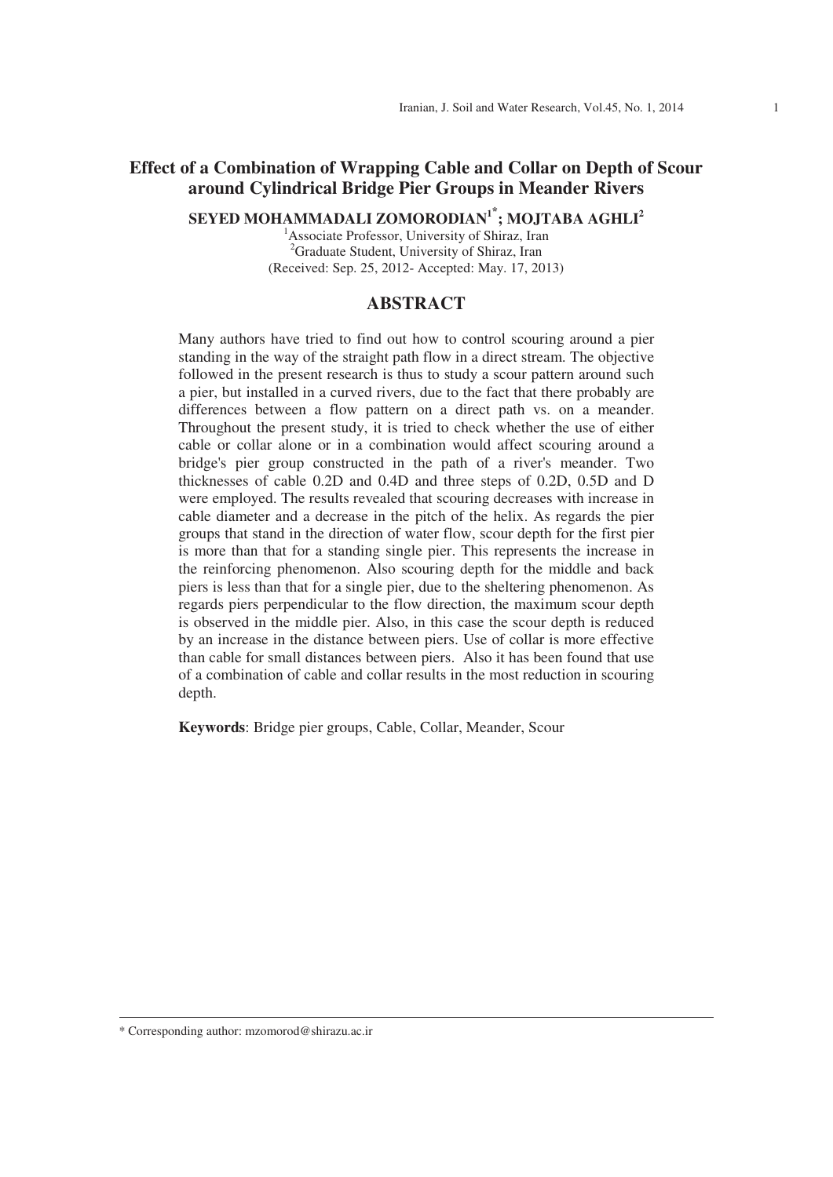# Effect of a Combination of Wrapping Cable and Collar on Depth of Scour around Cylindrical Bridge Pier Groups in Meander Rivers

**SEYED MOHAMMADALI ZOMORODIAN[1*]; MOJTABA AGHLI[2]**

[1]Associate Professor, University of Shiraz, Iran
[2]Graduate Student, University of Shiraz, Iran
(Received: Sep. 25, 2012- Accepted: May. 17, 2013)

## ABSTRACT

Many authors have tried to find out how to control scouring around a pier standing in the way of the straight path flow in a direct stream. The objective followed in the present research is thus to study a scour pattern around such a pier, but installed in a curved rivers, due to the fact that there probably are differences between a flow pattern on a direct path vs. on a meander. Throughout the present study, it is tried to check whether the use of either cable or collar alone or in a combination would affect scouring around a bridge's pier group constructed in the path of a river's meander. Two thicknesses of cable 0.2D and 0.4D and three steps of 0.2D, 0.5D and D were employed. The results revealed that scouring decreases with increase in cable diameter and a decrease in the pitch of the helix. As regards the pier groups that stand in the direction of water flow, scour depth for the first pier is more than that for a standing single pier. This represents the increase in the reinforcing phenomenon. Also scouring depth for the middle and back piers is less than that for a single pier, due to the sheltering phenomenon. As regards piers perpendicular to the flow direction, the maximum scour depth is observed in the middle pier. Also, in this case the scour depth is reduced by an increase in the distance between piers. Use of collar is more effective than cable for small distances between piers. Also it has been found that use of a combination of cable and collar results in the most reduction in scouring depth.

**Keywords**: Bridge pier groups, Cable, Collar, Meander, Scour

* Corresponding author: mzomorod@shirazu.ac.ir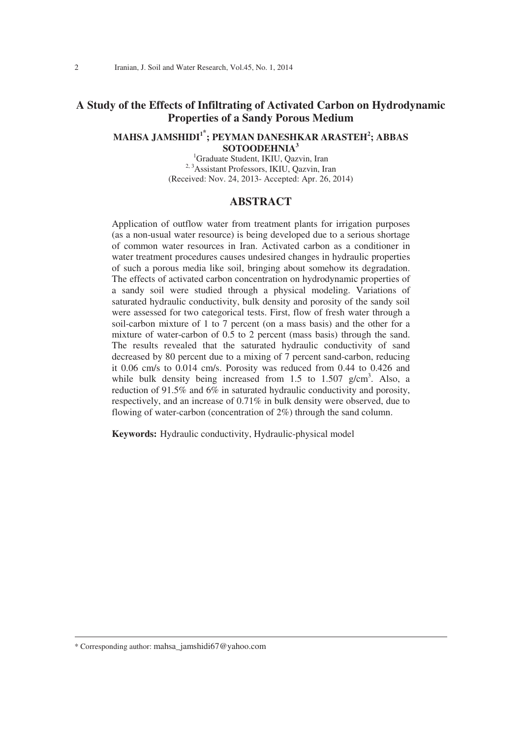# A Study of the Effects of Infiltrating of Activated Carbon on Hydrodynamic Properties of a Sandy Porous Medium

**MAHSA JAMSHIDI[1*]; PEYMAN DANESHKAR ARASTEH[2]; ABBAS SOTOODEHNIA[3]**

[1]Graduate Student, IKIU, Qazvin, Iran
[2, 3]Assistant Professors, IKIU, Qazvin, Iran
(Received: Nov. 24, 2013- Accepted: Apr. 26, 2014)

## ABSTRACT

Application of outflow water from treatment plants for irrigation purposes (as a non-usual water resource) is being developed due to a serious shortage of common water resources in Iran. Activated carbon as a conditioner in water treatment procedures causes undesired changes in hydraulic properties of such a porous media like soil, bringing about somehow its degradation. The effects of activated carbon concentration on hydrodynamic properties of a sandy soil were studied through a physical modeling. Variations of saturated hydraulic conductivity, bulk density and porosity of the sandy soil were assessed for two categorical tests. First, flow of fresh water through a soil-carbon mixture of 1 to 7 percent (on a mass basis) and the other for a mixture of water-carbon of 0.5 to 2 percent (mass basis) through the sand. The results revealed that the saturated hydraulic conductivity of sand decreased by 80 percent due to a mixing of 7 percent sand-carbon, reducing it 0.06 cm/s to 0.014 cm/s. Porosity was reduced from 0.44 to 0.426 and while bulk density being increased from 1.5 to 1.507 g/cm$^3$. Also, a reduction of 91.5% and 6% in saturated hydraulic conductivity and porosity, respectively, and an increase of 0.71% in bulk density were observed, due to flowing of water-carbon (concentration of 2%) through the sand column.

**Keywords:** Hydraulic conductivity, Hydraulic-physical model

---

* Corresponding author: mahsa_jamshidi67@yahoo.com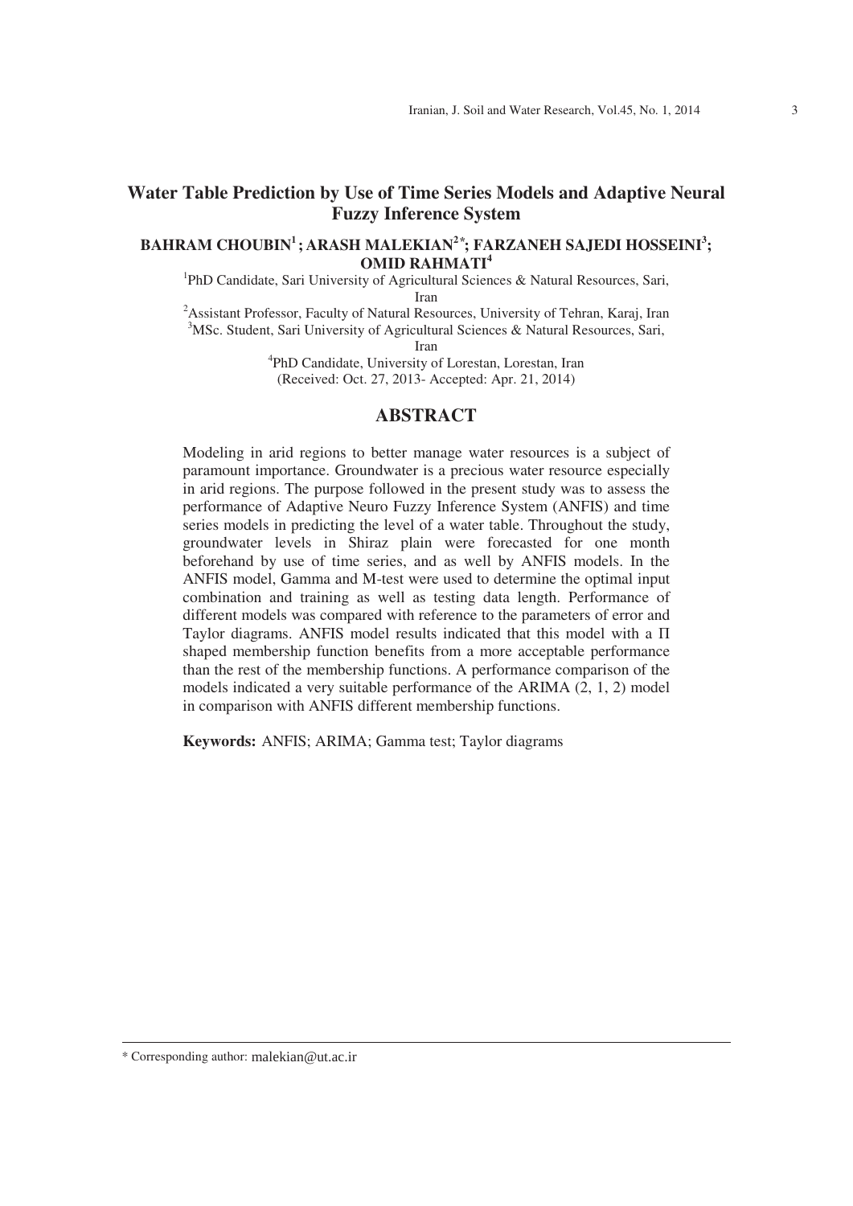# Water Table Prediction by Use of Time Series Models and Adaptive Neural Fuzzy Inference System

**BAHRAM CHOUBIN[1]; ARASH MALEKIAN[2*]; FARZANEH SAJEDI HOSSEINI[3]; OMID RAHMATI[4]**

[1]PhD Candidate, Sari University of Agricultural Sciences & Natural Resources, Sari, Iran
[2]Assistant Professor, Faculty of Natural Resources, University of Tehran, Karaj, Iran
[3]MSc. Student, Sari University of Agricultural Sciences & Natural Resources, Sari, Iran
[4]PhD Candidate, University of Lorestan, Lorestan, Iran

(Received: Oct. 27, 2013- Accepted: Apr. 21, 2014)

## ABSTRACT

Modeling in arid regions to better manage water resources is a subject of paramount importance. Groundwater is a precious water resource especially in arid regions. The purpose followed in the present study was to assess the performance of Adaptive Neuro Fuzzy Inference System (ANFIS) and time series models in predicting the level of a water table. Throughout the study, groundwater levels in Shiraz plain were forecasted for one month beforehand by use of time series, and as well by ANFIS models. In the ANFIS model, Gamma and M-test were used to determine the optimal input combination and training as well as testing data length. Performance of different models was compared with reference to the parameters of error and Taylor diagrams. ANFIS model results indicated that this model with a Π shaped membership function benefits from a more acceptable performance than the rest of the membership functions. A performance comparison of the models indicated a very suitable performance of the ARIMA (2, 1, 2) model in comparison with ANFIS different membership functions.

**Keywords:** ANFIS; ARIMA; Gamma test; Taylor diagrams

* Corresponding author: malekian@ut.ac.ir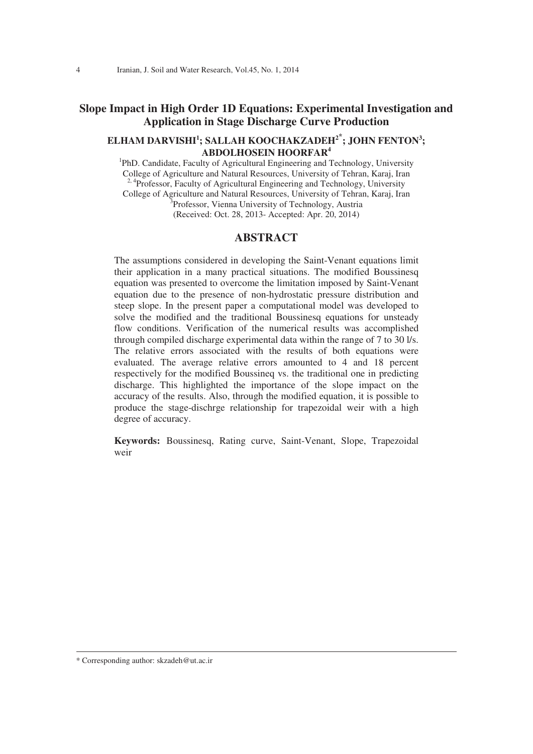# Slope Impact in High Order 1D Equations: Experimental Investigation and Application in Stage Discharge Curve Production

**ELHAM DARVISHI[1]; SALLAH KOOCHAKZADEH[2*]; JOHN FENTON[3]; ABDOLHOSEIN HOORFAR[4]**

[1]PhD. Candidate, Faculty of Agricultural Engineering and Technology, University College of Agriculture and Natural Resources, University of Tehran, Karaj, Iran

[2, 4]Professor, Faculty of Agricultural Engineering and Technology, University College of Agriculture and Natural Resources, University of Tehran, Karaj, Iran

[3]Professor, Vienna University of Technology, Austria

(Received: Oct. 28, 2013- Accepted: Apr. 20, 2014)

## ABSTRACT

The assumptions considered in developing the Saint-Venant equations limit their application in a many practical situations. The modified Boussinesq equation was presented to overcome the limitation imposed by Saint-Venant equation due to the presence of non-hydrostatic pressure distribution and steep slope. In the present paper a computational model was developed to solve the modified and the traditional Boussinesq equations for unsteady flow conditions. Verification of the numerical results was accomplished through compiled discharge experimental data within the range of 7 to 30 l/s. The relative errors associated with the results of both equations were evaluated. The average relative errors amounted to 4 and 18 percent respectively for the modified Boussineq vs. the traditional one in predicting discharge. This highlighted the importance of the slope impact on the accuracy of the results. Also, through the modified equation, it is possible to produce the stage-dischrge relationship for trapezoidal weir with a high degree of accuracy.

**Keywords:** Boussinesq, Rating curve, Saint-Venant, Slope, Trapezoidal weir

* Corresponding author: skzadeh@ut.ac.ir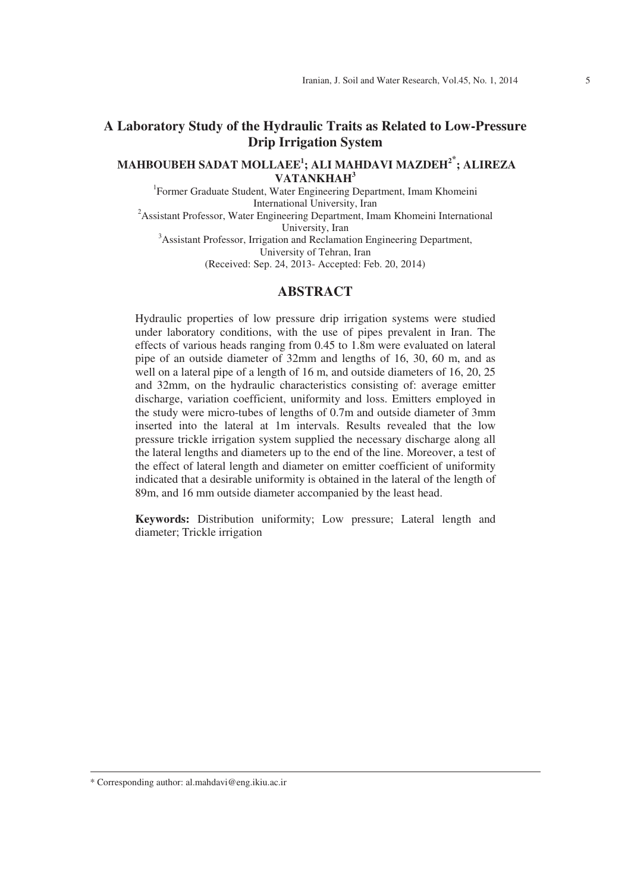# A Laboratory Study of the Hydraulic Traits as Related to Low-Pressure Drip Irrigation System

**MAHBOUBEH SADAT MOLLAEE[1]; ALI MAHDAVI MAZDEH[2*]; ALIREZA VATANKHAH[3]**

[1]Former Graduate Student, Water Engineering Department, Imam Khomeini International University, Iran

[2]Assistant Professor, Water Engineering Department, Imam Khomeini International University, Iran

[3]Assistant Professor, Irrigation and Reclamation Engineering Department, University of Tehran, Iran

(Received: Sep. 24, 2013- Accepted: Feb. 20, 2014)

## ABSTRACT

Hydraulic properties of low pressure drip irrigation systems were studied under laboratory conditions, with the use of pipes prevalent in Iran. The effects of various heads ranging from 0.45 to 1.8m were evaluated on lateral pipe of an outside diameter of 32mm and lengths of 16, 30, 60 m, and as well on a lateral pipe of a length of 16 m, and outside diameters of 16, 20, 25 and 32mm, on the hydraulic characteristics consisting of: average emitter discharge, variation coefficient, uniformity and loss. Emitters employed in the study were micro-tubes of lengths of 0.7m and outside diameter of 3mm inserted into the lateral at 1m intervals. Results revealed that the low pressure trickle irrigation system supplied the necessary discharge along all the lateral lengths and diameters up to the end of the line. Moreover, a test of the effect of lateral length and diameter on emitter coefficient of uniformity indicated that a desirable uniformity is obtained in the lateral of the length of 89m, and 16 mm outside diameter accompanied by the least head.

**Keywords:** Distribution uniformity; Low pressure; Lateral length and diameter; Trickle irrigation

---

\* Corresponding author: al.mahdavi@eng.ikiu.ac.ir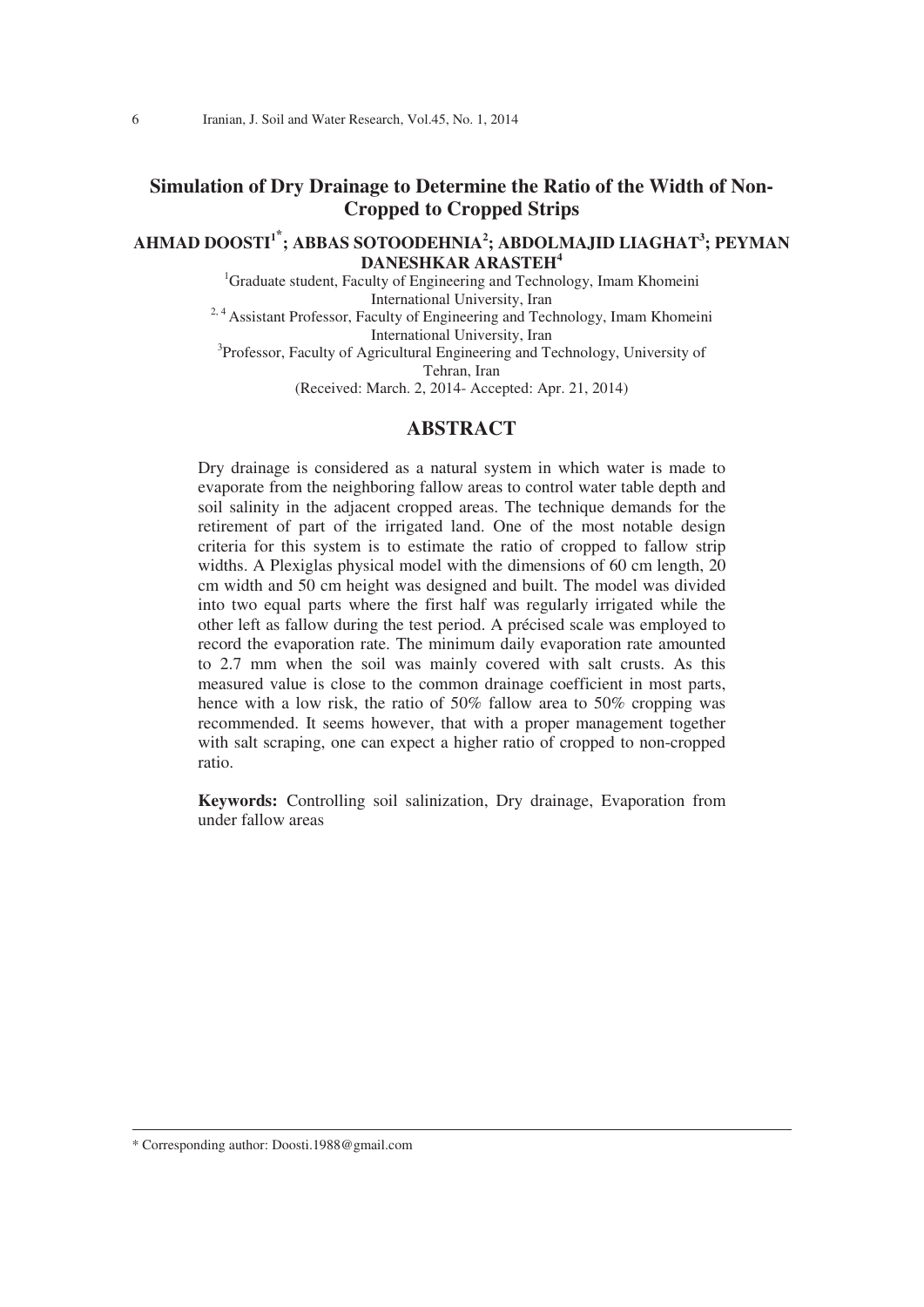# Simulation of Dry Drainage to Determine the Ratio of the Width of Non-Cropped to Cropped Strips

**AHMAD DOOSTI[1*]; ABBAS SOTOODEHNIA[2]; ABDOLMAJID LIAGHAT[3]; PEYMAN DANESHKAR ARASTEH[4]**

[1]Graduate student, Faculty of Engineering and Technology, Imam Khomeini International University, Iran

[2, 4] Assistant Professor, Faculty of Engineering and Technology, Imam Khomeini International University, Iran

[3]Professor, Faculty of Agricultural Engineering and Technology, University of Tehran, Iran

(Received: March. 2, 2014- Accepted: Apr. 21, 2014)

## ABSTRACT

Dry drainage is considered as a natural system in which water is made to evaporate from the neighboring fallow areas to control water table depth and soil salinity in the adjacent cropped areas. The technique demands for the retirement of part of the irrigated land. One of the most notable design criteria for this system is to estimate the ratio of cropped to fallow strip widths. A Plexiglas physical model with the dimensions of 60 cm length, 20 cm width and 50 cm height was designed and built. The model was divided into two equal parts where the first half was regularly irrigated while the other left as fallow during the test period. A précised scale was employed to record the evaporation rate. The minimum daily evaporation rate amounted to 2.7 mm when the soil was mainly covered with salt crusts. As this measured value is close to the common drainage coefficient in most parts, hence with a low risk, the ratio of 50% fallow area to 50% cropping was recommended. It seems however, that with a proper management together with salt scraping, one can expect a higher ratio of cropped to non-cropped ratio.

**Keywords:** Controlling soil salinization, Dry drainage, Evaporation from under fallow areas

---

* Corresponding author: Doosti.1988@gmail.com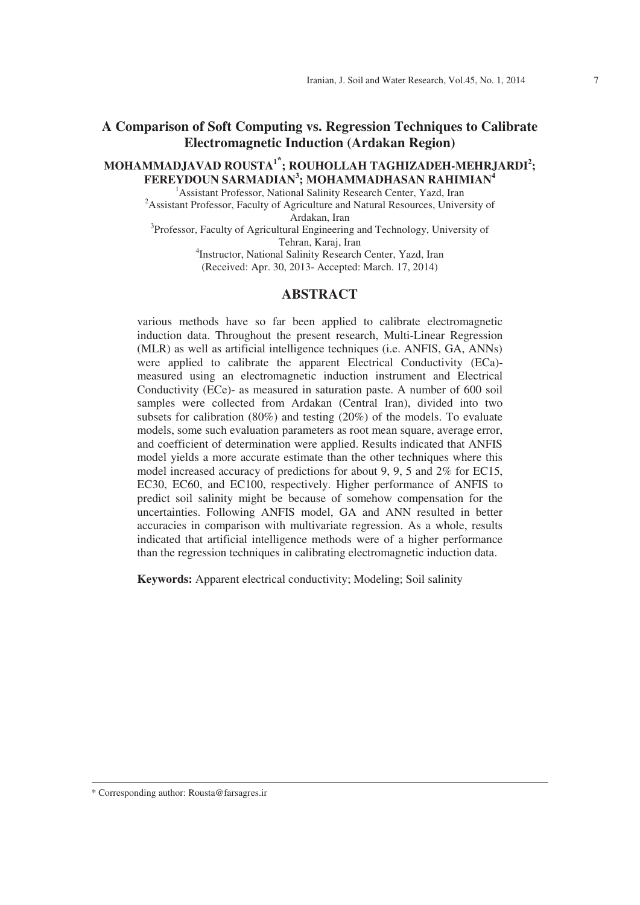# A Comparison of Soft Computing vs. Regression Techniques to Calibrate Electromagnetic Induction (Ardakan Region)

**MOHAMMADJAVAD ROUSTA[1*]; ROUHOLLAH TAGHIZADEH-MEHRJARDI[2]; FEREYDOUN SARMADIAN[3]; MOHAMMADHASAN RAHIMIAN[4]**

[1]Assistant Professor, National Salinity Research Center, Yazd, Iran

[2]Assistant Professor, Faculty of Agriculture and Natural Resources, University of Ardakan, Iran

[3]Professor, Faculty of Agricultural Engineering and Technology, University of Tehran, Karaj, Iran

[4]Instructor, National Salinity Research Center, Yazd, Iran

(Received: Apr. 30, 2013- Accepted: March. 17, 2014)

## ABSTRACT

various methods have so far been applied to calibrate electromagnetic induction data. Throughout the present research, Multi-Linear Regression (MLR) as well as artificial intelligence techniques (i.e. ANFIS, GA, ANNs) were applied to calibrate the apparent Electrical Conductivity (ECa)- measured using an electromagnetic induction instrument and Electrical Conductivity (ECe)- as measured in saturation paste. A number of 600 soil samples were collected from Ardakan (Central Iran), divided into two subsets for calibration (80%) and testing (20%) of the models. To evaluate models, some such evaluation parameters as root mean square, average error, and coefficient of determination were applied. Results indicated that ANFIS model yields a more accurate estimate than the other techniques where this model increased accuracy of predictions for about 9, 9, 5 and 2% for EC15, EC30, EC60, and EC100, respectively. Higher performance of ANFIS to predict soil salinity might be because of somehow compensation for the uncertainties. Following ANFIS model, GA and ANN resulted in better accuracies in comparison with multivariate regression. As a whole, results indicated that artificial intelligence methods were of a higher performance than the regression techniques in calibrating electromagnetic induction data.

**Keywords:** Apparent electrical conductivity; Modeling; Soil salinity

* Corresponding author: Rousta@farsagres.ir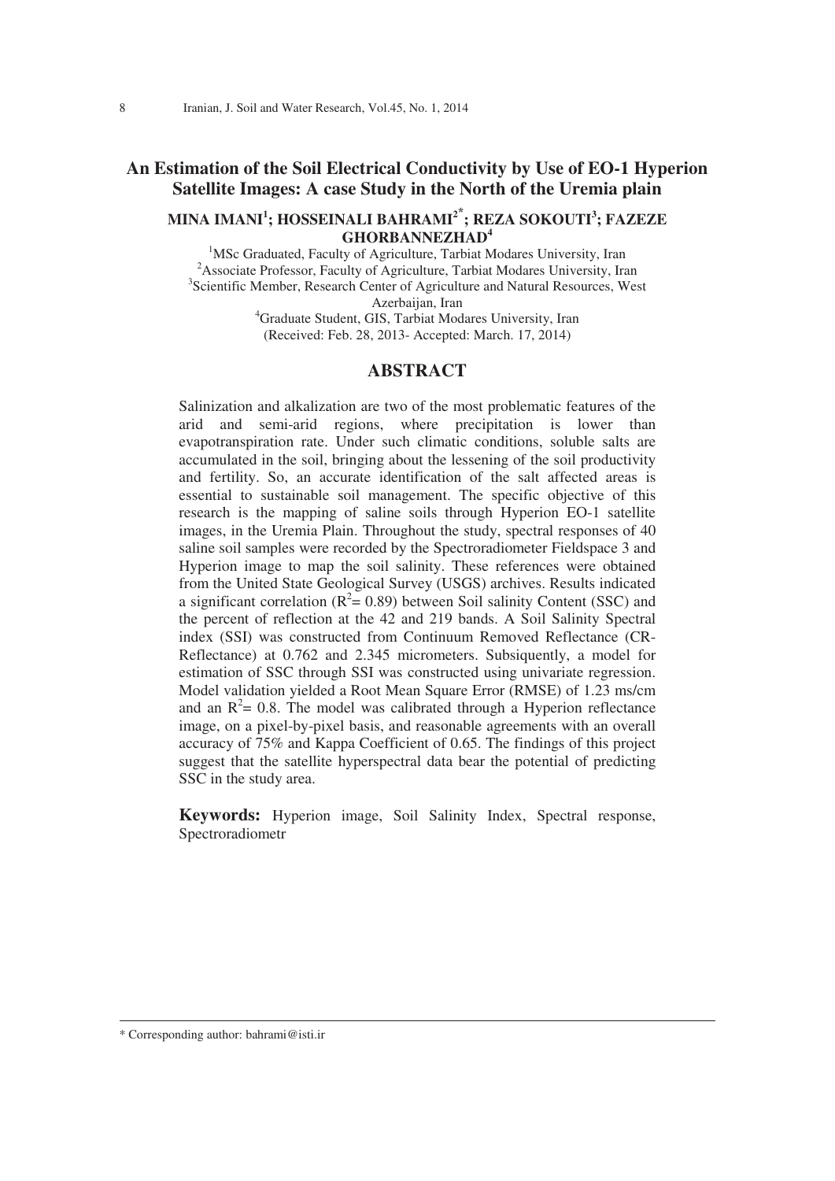# An Estimation of the Soil Electrical Conductivity by Use of EO-1 Hyperion Satellite Images: A case Study in the North of the Uremia plain

**MINA IMANI[1]; HOSSEINALI BAHRAMI[2*]; REZA SOKOUTI[3]; FAZEZE GHORBANNEZHAD[4]**

[1]MSc Graduated, Faculty of Agriculture, Tarbiat Modares University, Iran
[2]Associate Professor, Faculty of Agriculture, Tarbiat Modares University, Iran
[3]Scientific Member, Research Center of Agriculture and Natural Resources, West Azerbaijan, Iran
[4]Graduate Student, GIS, Tarbiat Modares University, Iran
(Received: Feb. 28, 2013- Accepted: March. 17, 2014)

## ABSTRACT

Salinization and alkalization are two of the most problematic features of the arid and semi-arid regions, where precipitation is lower than evapotranspiration rate. Under such climatic conditions, soluble salts are accumulated in the soil, bringing about the lessening of the soil productivity and fertility. So, an accurate identification of the salt affected areas is essential to sustainable soil management. The specific objective of this research is the mapping of saline soils through Hyperion EO-1 satellite images, in the Uremia Plain. Throughout the study, spectral responses of 40 saline soil samples were recorded by the Spectroradiometer Fieldspace 3 and Hyperion image to map the soil salinity. These references were obtained from the United State Geological Survey (USGS) archives. Results indicated a significant correlation ($R^2$= 0.89) between Soil salinity Content (SSC) and the percent of reflection at the 42 and 219 bands. A Soil Salinity Spectral index (SSI) was constructed from Continuum Removed Reflectance (CR-Reflectance) at 0.762 and 2.345 micrometers. Subsiquently, a model for estimation of SSC through SSI was constructed using univariate regression. Model validation yielded a Root Mean Square Error (RMSE) of 1.23 ms/cm and an $R^2$= 0.8. The model was calibrated through a Hyperion reflectance image, on a pixel-by-pixel basis, and reasonable agreements with an overall accuracy of 75% and Kappa Coefficient of 0.65. The findings of this project suggest that the satellite hyperspectral data bear the potential of predicting SSC in the study area.

**Keywords:** Hyperion image, Soil Salinity Index, Spectral response, Spectroradiometr

---

* Corresponding author: bahrami@isti.ir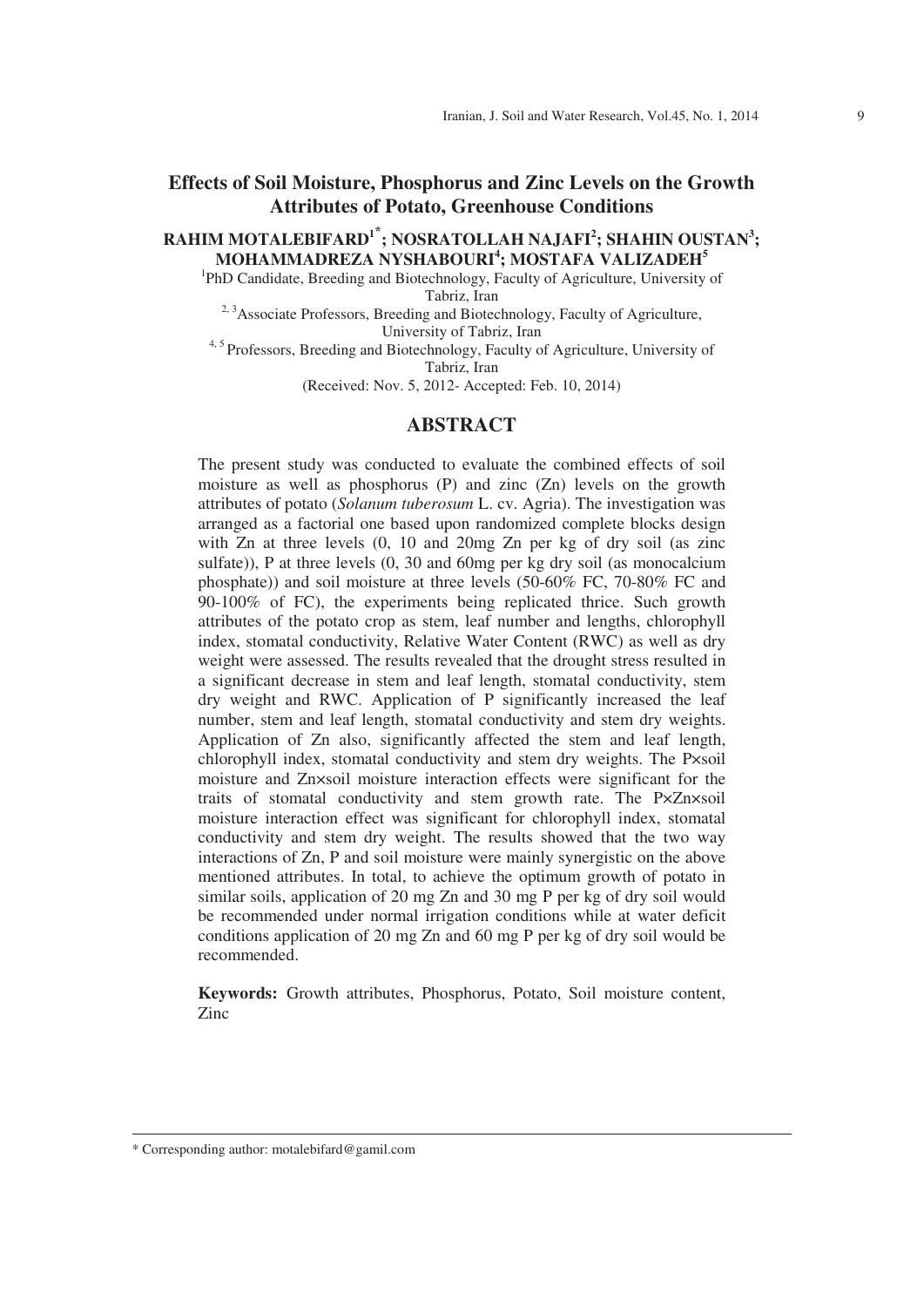# Effects of Soil Moisture, Phosphorus and Zinc Levels on the Growth Attributes of Potato, Greenhouse Conditions

**RAHIM MOTALEBIFARD[1*]; NOSRATOLLAH NAJAFI[2]; SHAHIN OUSTAN[3]; MOHAMMADREZA NYSHABOURI[4]; MOSTAFA VALIZADEH[5]**

[1]PhD Candidate, Breeding and Biotechnology, Faculty of Agriculture, University of Tabriz, Iran

[2, 3]Associate Professors, Breeding and Biotechnology, Faculty of Agriculture, University of Tabriz, Iran

[4, 5] Professors, Breeding and Biotechnology, Faculty of Agriculture, University of Tabriz, Iran

(Received: Nov. 5, 2012- Accepted: Feb. 10, 2014)

## ABSTRACT

The present study was conducted to evaluate the combined effects of soil moisture as well as phosphorus (P) and zinc (Zn) levels on the growth attributes of potato (*Solanum tuberosum* L. cv. Agria). The investigation was arranged as a factorial one based upon randomized complete blocks design with Zn at three levels (0, 10 and 20mg Zn per kg of dry soil (as zinc sulfate)), P at three levels (0, 30 and 60mg per kg dry soil (as monocalcium phosphate)) and soil moisture at three levels (50-60% FC, 70-80% FC and 90-100% of FC), the experiments being replicated thrice. Such growth attributes of the potato crop as stem, leaf number and lengths, chlorophyll index, stomatal conductivity, Relative Water Content (RWC) as well as dry weight were assessed. The results revealed that the drought stress resulted in a significant decrease in stem and leaf length, stomatal conductivity, stem dry weight and RWC. Application of P significantly increased the leaf number, stem and leaf length, stomatal conductivity and stem dry weights. Application of Zn also, significantly affected the stem and leaf length, chlorophyll index, stomatal conductivity and stem dry weights. The P×soil moisture and Zn×soil moisture interaction effects were significant for the traits of stomatal conductivity and stem growth rate. The P×Zn×soil moisture interaction effect was significant for chlorophyll index, stomatal conductivity and stem dry weight. The results showed that the two way interactions of Zn, P and soil moisture were mainly synergistic on the above mentioned attributes. In total, to achieve the optimum growth of potato in similar soils, application of 20 mg Zn and 30 mg P per kg of dry soil would be recommended under normal irrigation conditions while at water deficit conditions application of 20 mg Zn and 60 mg P per kg of dry soil would be recommended.

**Keywords:** Growth attributes, Phosphorus, Potato, Soil moisture content, Zinc

---

\* Corresponding author: motalebifard@gamil.com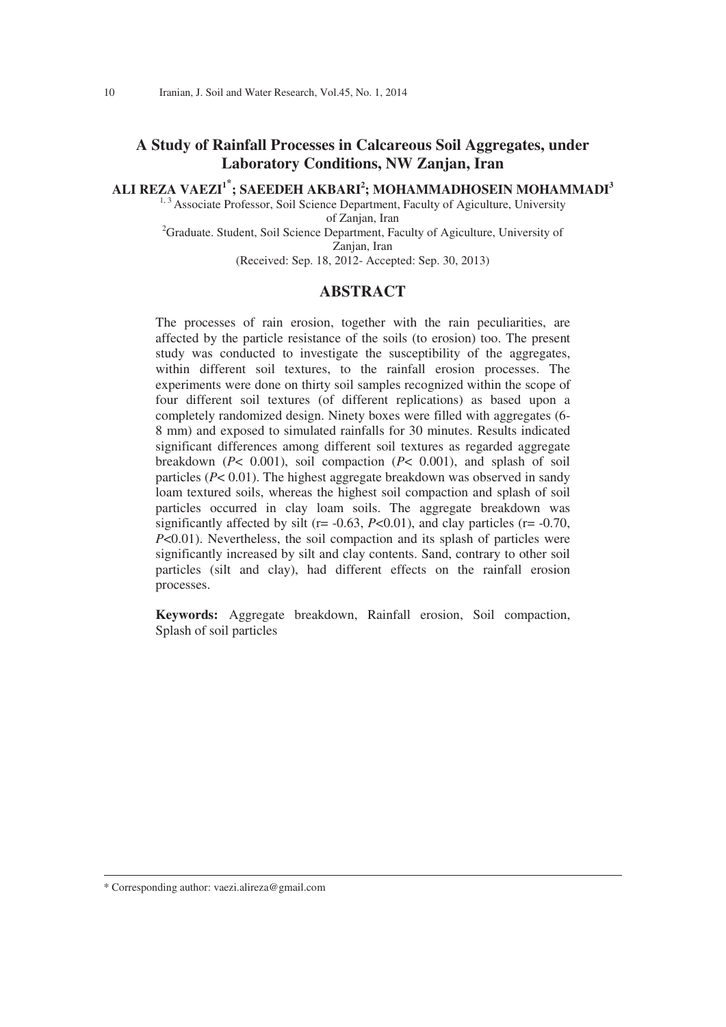# A Study of Rainfall Processes in Calcareous Soil Aggregates, under Laboratory Conditions, NW Zanjan, Iran

**ALI REZA VAEZI[1*]; SAEEDEH AKBARI[2]; MOHAMMADHOSEIN MOHAMMADI[3]**

[1, 3] Associate Professor, Soil Science Department, Faculty of Agiculture, University of Zanjan, Iran

[2] Graduate. Student, Soil Science Department, Faculty of Agiculture, University of Zanjan, Iran

(Received: Sep. 18, 2012- Accepted: Sep. 30, 2013)

## ABSTRACT

The processes of rain erosion, together with the rain peculiarities, are affected by the particle resistance of the soils (to erosion) too. The present study was conducted to investigate the susceptibility of the aggregates, within different soil textures, to the rainfall erosion processes. The experiments were done on thirty soil samples recognized within the scope of four different soil textures (of different replications) as based upon a completely randomized design. Ninety boxes were filled with aggregates (6-8 mm) and exposed to simulated rainfalls for 30 minutes. Results indicated significant differences among different soil textures as regarded aggregate breakdown ($P < 0.001$), soil compaction ($P < 0.001$), and splash of soil particles ($P < 0.01$). The highest aggregate breakdown was observed in sandy loam textured soils, whereas the highest soil compaction and splash of soil particles occurred in clay loam soils. The aggregate breakdown was significantly affected by silt ($r = -0.63$, $P < 0.01$), and clay particles ($r = -0.70$, $P < 0.01$). Nevertheless, the soil compaction and its splash of particles were significantly increased by silt and clay contents. Sand, contrary to other soil particles (silt and clay), had different effects on the rainfall erosion processes.

**Keywords:** Aggregate breakdown, Rainfall erosion, Soil compaction, Splash of soil particles

* Corresponding author: vaezi.alireza@gmail.com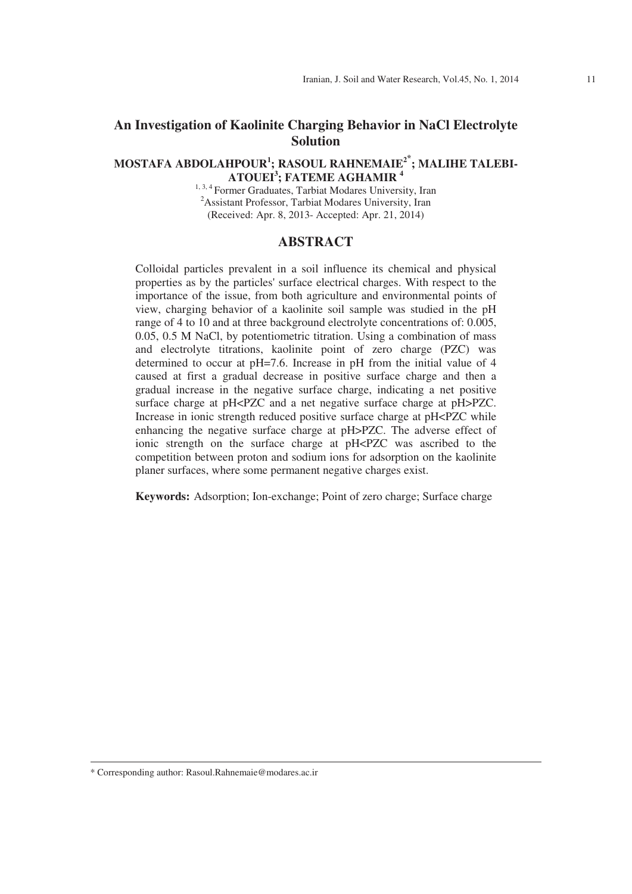# An Investigation of Kaolinite Charging Behavior in NaCl Electrolyte Solution

**MOSTAFA ABDOLAHPOUR[1]; RASOUL RAHNEMAIE[2*]; MALIHE TALEBI-ATOUEI[3]; FATEME AGHAMIR [4]**

[1, 3, 4] Former Graduates, Tarbiat Modares University, Iran
[2] Assistant Professor, Tarbiat Modares University, Iran
(Received: Apr. 8, 2013- Accepted: Apr. 21, 2014)

## ABSTRACT

Colloidal particles prevalent in a soil influence its chemical and physical properties as by the particles' surface electrical charges. With respect to the importance of the issue, from both agriculture and environmental points of view, charging behavior of a kaolinite soil sample was studied in the pH range of 4 to 10 and at three background electrolyte concentrations of: 0.005, 0.05, 0.5 M NaCl, by potentiometric titration. Using a combination of mass and electrolyte titrations, kaolinite point of zero charge (PZC) was determined to occur at pH=7.6. Increase in pH from the initial value of 4 caused at first a gradual decrease in positive surface charge and then a gradual increase in the negative surface charge, indicating a net positive surface charge at pH<PZC and a net negative surface charge at pH>PZC. Increase in ionic strength reduced positive surface charge at pH<PZC while enhancing the negative surface charge at pH>PZC. The adverse effect of ionic strength on the surface charge at pH<PZC was ascribed to the competition between proton and sodium ions for adsorption on the kaolinite planer surfaces, where some permanent negative charges exist.

**Keywords:** Adsorption; Ion-exchange; Point of zero charge; Surface charge

* Corresponding author: Rasoul.Rahnemaie@modares.ac.ir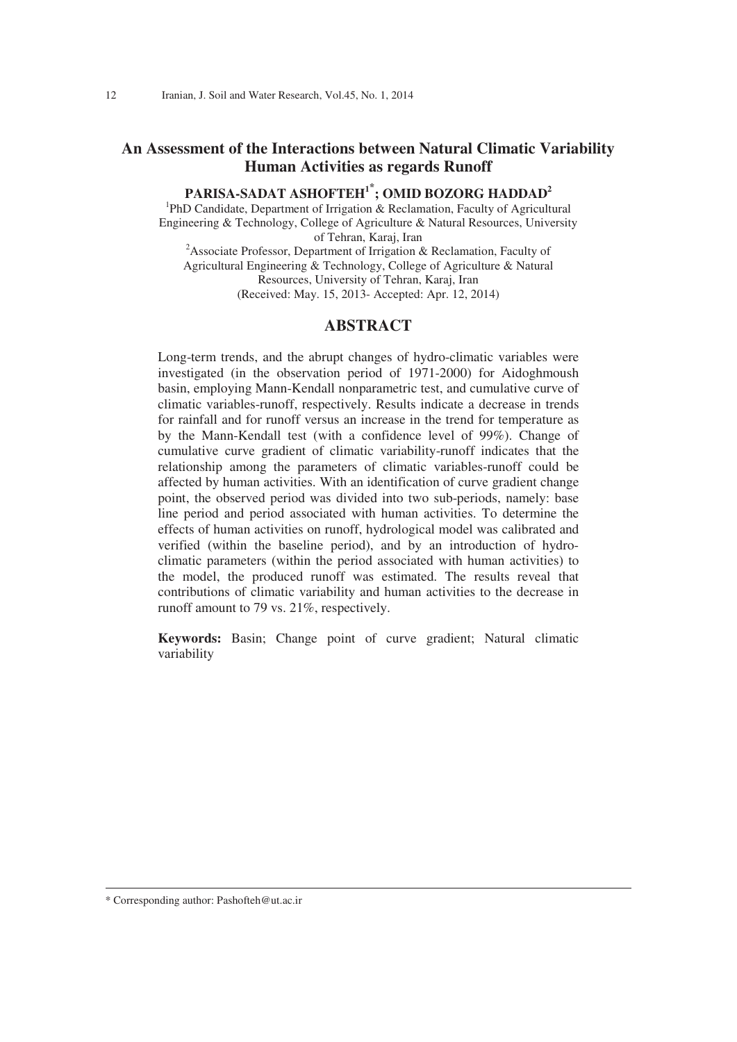# An Assessment of the Interactions between Natural Climatic Variability Human Activities as regards Runoff

**PARISA-SADAT ASHOFTEH[1*]; OMID BOZORG HADDAD[2]**

[1]PhD Candidate, Department of Irrigation & Reclamation, Faculty of Agricultural Engineering & Technology, College of Agriculture & Natural Resources, University of Tehran, Karaj, Iran

[2]Associate Professor, Department of Irrigation & Reclamation, Faculty of Agricultural Engineering & Technology, College of Agriculture & Natural Resources, University of Tehran, Karaj, Iran

(Received: May. 15, 2013- Accepted: Apr. 12, 2014)

## ABSTRACT

Long-term trends, and the abrupt changes of hydro-climatic variables were investigated (in the observation period of 1971-2000) for Aidoghmoush basin, employing Mann-Kendall nonparametric test, and cumulative curve of climatic variables-runoff, respectively. Results indicate a decrease in trends for rainfall and for runoff versus an increase in the trend for temperature as by the Mann-Kendall test (with a confidence level of 99%). Change of cumulative curve gradient of climatic variability-runoff indicates that the relationship among the parameters of climatic variables-runoff could be affected by human activities. With an identification of curve gradient change point, the observed period was divided into two sub-periods, namely: base line period and period associated with human activities. To determine the effects of human activities on runoff, hydrological model was calibrated and verified (within the baseline period), and by an introduction of hydro-climatic parameters (within the period associated with human activities) to the model, the produced runoff was estimated. The results reveal that contributions of climatic variability and human activities to the decrease in runoff amount to 79 vs. 21%, respectively.

**Keywords:** Basin; Change point of curve gradient; Natural climatic variability

---

* Corresponding author: Pashofteh@ut.ac.ir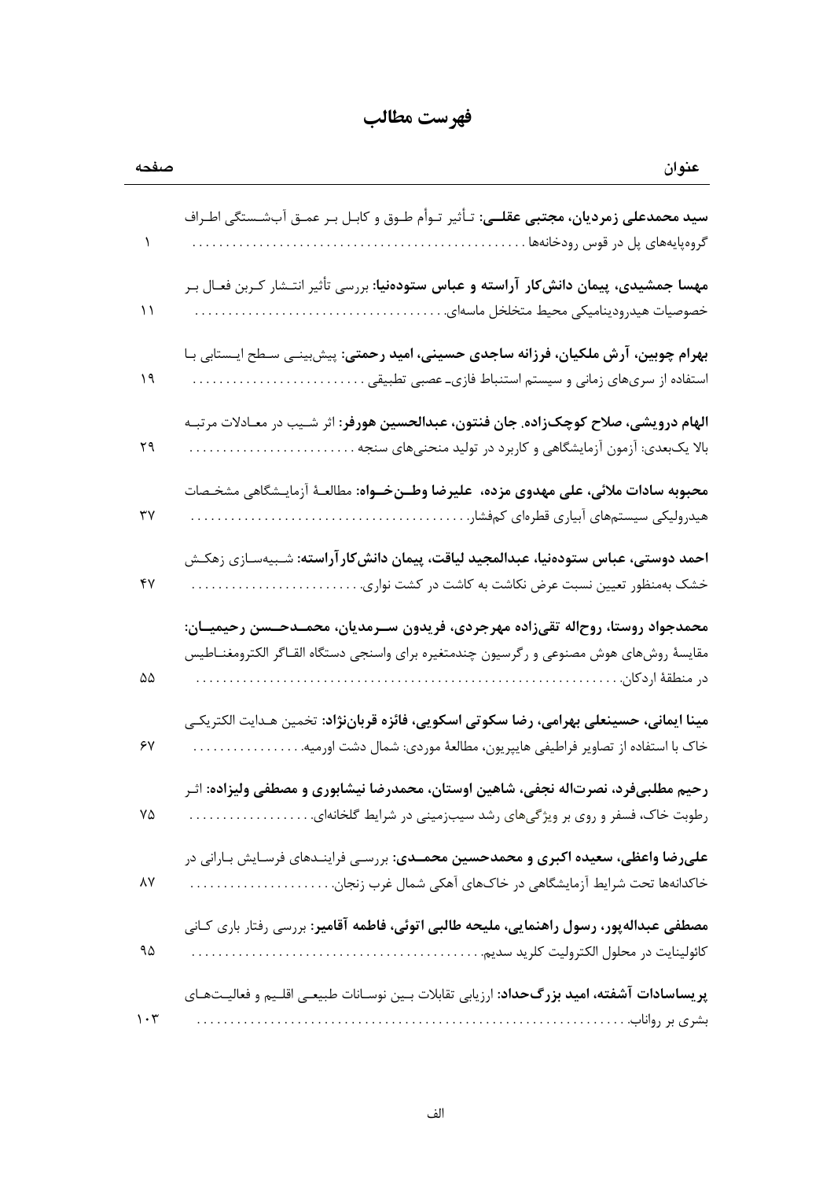# فهرست مطالب

| عنوان | صفحه |
|---|---|
| **سید محمدعلی زمردیان، مجتبی عقلی:** تأثیر توأم طوق و کابل بر عمق آب‌شستگی اطراف گروه‌پایه‌های پل در قوس رودخانه‌ها | ۱ |
| **مهسا جمشیدی، پیمان دانش‌کار آراسته و عباس ستوده‌نیا:** بررسی تأثیر انتشار کربن فعال بر خصوصیات هیدرودینامیکی محیط متخلخل ماسه‌ای | ۱۱ |
| **بهرام چوبین، آرش ملکیان، فرزانه ساجدی حسینی، امید رحمتی:** پیش‌بینی سطح ایستابی با استفاده از سری‌های زمانی و سیستم استنباط فازی-عصبی تطبیقی | ۱۹ |
| **الهام درویشی، صلاح کوچک‌زاده، جان فنتون، عبدالحسین هورفر:** اثر شیب در معادلات مرتبه بالا یک‌بعدی: آزمون آزمایشگاهی و کاربرد در تولید منحنی‌های سنجه | ۲۹ |
| **محبوبه سادات ملائی، علی مهدوی مزده، علیرضا وطن‌خواه:** مطالعهٔ آزمایشگاهی مشخصات هیدرولیکی سیستم‌های آبیاری قطره‌ای کم‌فشار | ۳۷ |
| **احمد دوستی، عباس ستوده‌نیا، عبدالمجید لیاقت، پیمان دانش‌کارآراسته:** شبیه‌سازی زهکش خشک به‌منظور تعیین نسبت عرض نکاشت به کاشت در کشت نواری | ۴۷ |
| **محمدجواد روستا، روح‌اله تقی‌زاده مهرجردی، فریدون سرمدیان، محمدحسن رحیمیان:** مقایسهٔ روش‌های هوش مصنوعی و رگرسیون چندمتغیره برای واسنجی دستگاه القاگر الکترومغناطیس در منطقهٔ اردکان | ۵۵ |
| **مینا ایمانی، حسینعلی بهرامی، رضا سکوتی اسکویی، فائزه قربان‌نژاد:** تخمین هدایت الکتریکی خاک با استفاده از تصاویر فراطیفی هایپریون، مطالعهٔ موردی: شمال دشت اورمیه | ۶۷ |
| **رحیم مطلبی‌فرد، نصرت‌اله نجفی، شاهین اوستان، محمدرضا نیشابوری و مصطفی ولیزاده:** اثر رطوبت خاک، فسفر و روی بر ویژگی‌های رشد سیب‌زمینی در شرایط گلخانه‌ای | ۷۵ |
| **علی‌رضا واعظی، سعیده اکبری و محمدحسین محمدی:** بررسی فرایندهای فرسایش بارانی در خاکدانه‌ها تحت شرایط آزمایشگاهی در خاک‌های آهکی شمال غرب زنجان | ۸۷ |
| **مصطفی عبداله‌پور، رسول راهنمایی، ملیحه طالبی اتوئی، فاطمه آقامیر:** بررسی رفتار باری کانی کائولینایت در محلول الکترولیت کلرید سدیم | ۹۵ |
| **پریساسادات آشفته، امید بزرگ‌حداد:** ارزیابی تقابلات بین نوسانات طبیعی اقلیم و فعالیت‌های بشری بر رواناب | ۱۰۳ |